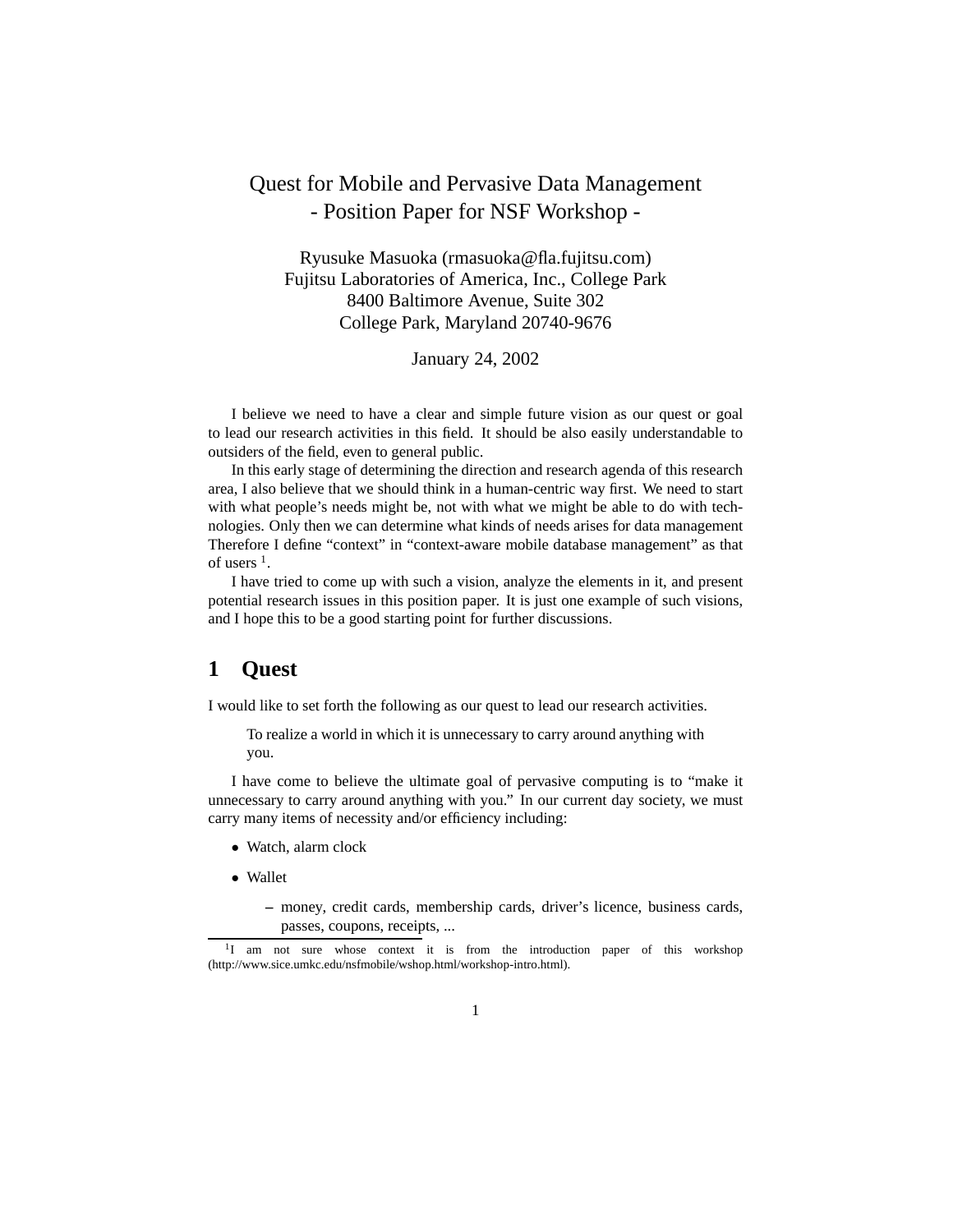# Quest for Mobile and Pervasive Data Management
## - Position Paper for NSF Workshop -

Ryusuke Masuoka (rmasuoka@fla.fujitsu.com)
Fujitsu Laboratories of America, Inc., College Park
8400 Baltimore Avenue, Suite 302
College Park, Maryland 20740-9676

January 24, 2002

I believe we need to have a clear and simple future vision as our quest or goal to lead our research activities in this field. It should be also easily understandable to outsiders of the field, even to general public.

In this early stage of determining the direction and research agenda of this research area, I also believe that we should think in a human-centric way first. We need to start with what people's needs might be, not with what we might be able to do with technologies. Only then we can determine what kinds of needs arises for data management Therefore I define "context" in "context-aware mobile database management" as that of users [1].

I have tried to come up with such a vision, analyze the elements in it, and present potential research issues in this position paper. It is just one example of such visions, and I hope this to be a good starting point for further discussions.

## 1 Quest

I would like to set forth the following as our quest to lead our research activities.

> To realize a world in which it is unnecessary to carry around anything with you.

I have come to believe the ultimate goal of pervasive computing is to "make it unnecessary to carry around anything with you." In our current day society, we must carry many items of necessity and/or efficiency including:

- Watch, alarm clock
- Wallet
  - money, credit cards, membership cards, driver's licence, business cards, passes, coupons, receipts, ...

[1] I am not sure whose context it is from the introduction paper of this workshop (http://www.sice.umkc.edu/nsfmobile/wshop.html/workshop-intro.html).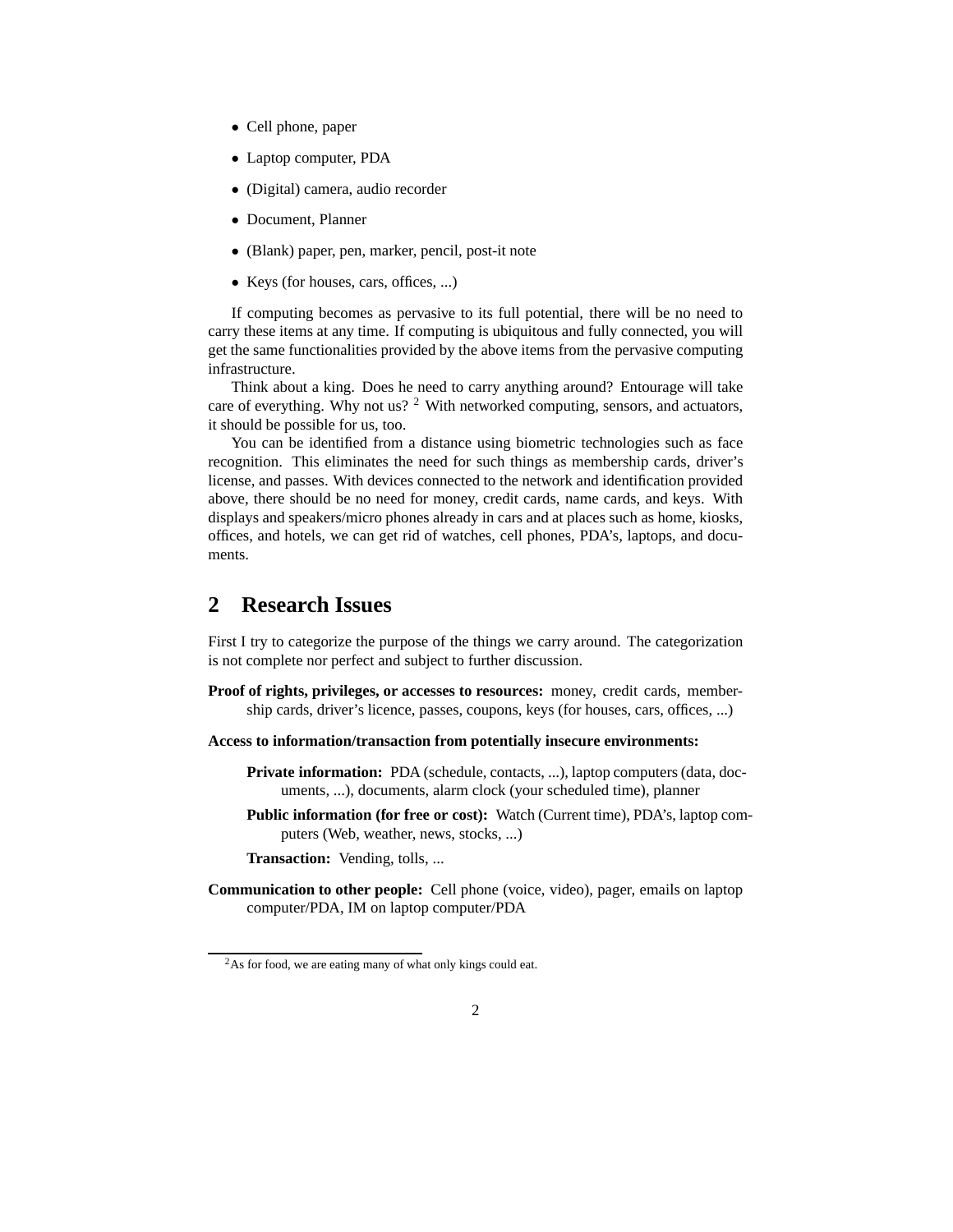- Cell phone, paper
- Laptop computer, PDA
- (Digital) camera, audio recorder
- Document, Planner
- (Blank) paper, pen, marker, pencil, post-it note
- Keys (for houses, cars, offices, ...)

If computing becomes as pervasive to its full potential, there will be no need to carry these items at any time. If computing is ubiquitous and fully connected, you will get the same functionalities provided by the above items from the pervasive computing infrastructure.

Think about a king. Does he need to carry anything around? Entourage will take care of everything. Why not us? [2] With networked computing, sensors, and actuators, it should be possible for us, too.

You can be identified from a distance using biometric technologies such as face recognition. This eliminates the need for such things as membership cards, driver's license, and passes. With devices connected to the network and identification provided above, there should be no need for money, credit cards, name cards, and keys. With displays and speakers/micro phones already in cars and at places such as home, kiosks, offices, and hotels, we can get rid of watches, cell phones, PDA's, laptops, and documents.

## 2 Research Issues

First I try to categorize the purpose of the things we carry around. The categorization is not complete nor perfect and subject to further discussion.

**Proof of rights, privileges, or accesses to resources:** money, credit cards, membership cards, driver's licence, passes, coupons, keys (for houses, cars, offices, ...)

**Access to information/transaction from potentially insecure environments:**

- **Private information:** PDA (schedule, contacts, ...), laptop computers (data, documents, ...), documents, alarm clock (your scheduled time), planner
- **Public information (for free or cost):** Watch (Current time), PDA's, laptop computers (Web, weather, news, stocks, ...)
- **Transaction:** Vending, tolls, ...

**Communication to other people:** Cell phone (voice, video), pager, emails on laptop computer/PDA, IM on laptop computer/PDA

[2] As for food, we are eating many of what only kings could eat.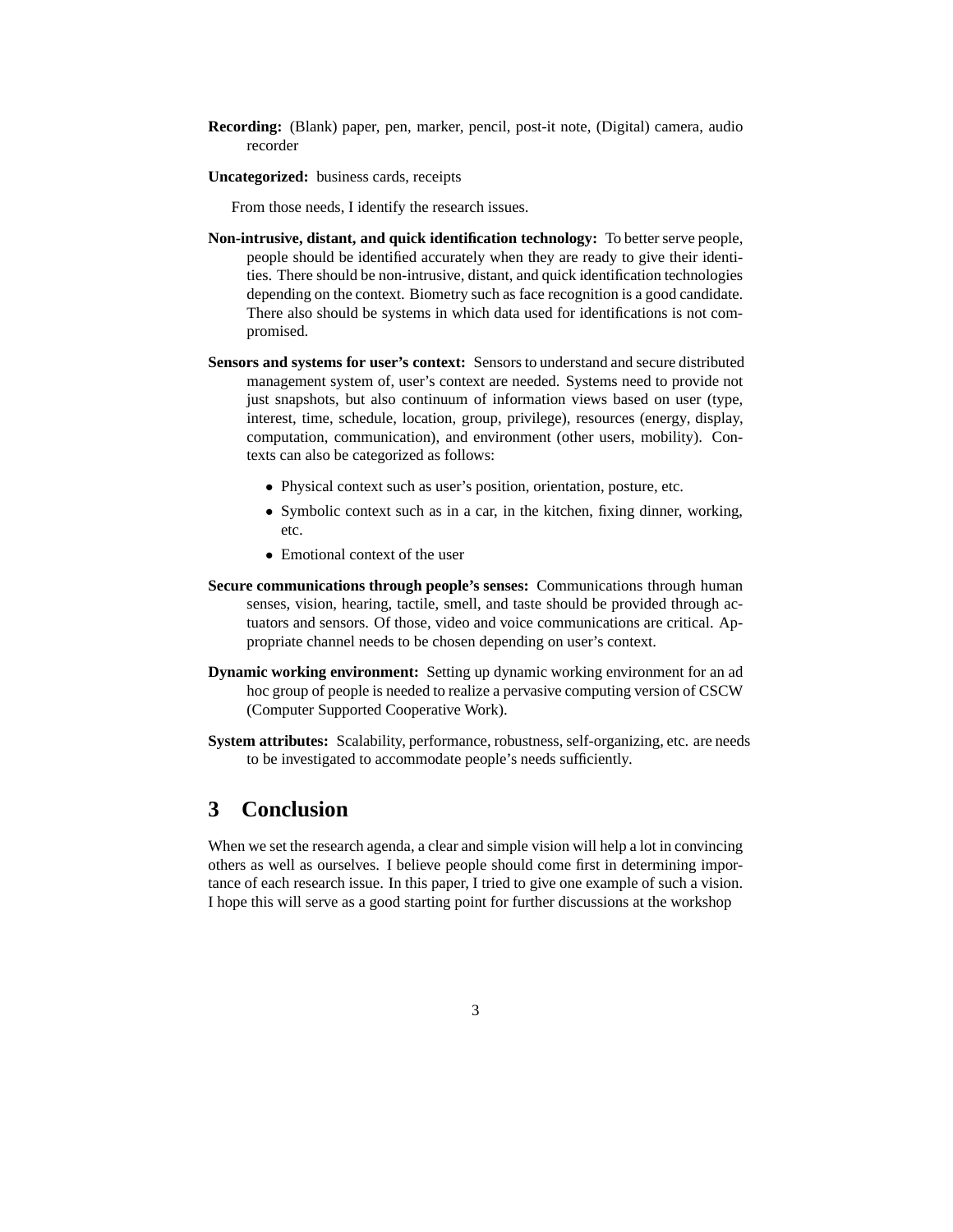**Recording:** (Blank) paper, pen, marker, pencil, post-it note, (Digital) camera, audio recorder

**Uncategorized:** business cards, receipts

From those needs, I identify the research issues.

**Non-intrusive, distant, and quick identification technology:** To better serve people, people should be identified accurately when they are ready to give their identities. There should be non-intrusive, distant, and quick identification technologies depending on the context. Biometry such as face recognition is a good candidate. There also should be systems in which data used for identifications is not compromised.

**Sensors and systems for user's context:** Sensors to understand and secure distributed management system of, user's context are needed. Systems need to provide not just snapshots, but also continuum of information views based on user (type, interest, time, schedule, location, group, privilege), resources (energy, display, computation, communication), and environment (other users, mobility). Contexts can also be categorized as follows:

- Physical context such as user's position, orientation, posture, etc.
- Symbolic context such as in a car, in the kitchen, fixing dinner, working, etc.
- Emotional context of the user

**Secure communications through people's senses:** Communications through human senses, vision, hearing, tactile, smell, and taste should be provided through actuators and sensors. Of those, video and voice communications are critical. Appropriate channel needs to be chosen depending on user's context.

**Dynamic working environment:** Setting up dynamic working environment for an ad hoc group of people is needed to realize a pervasive computing version of CSCW (Computer Supported Cooperative Work).

**System attributes:** Scalability, performance, robustness, self-organizing, etc. are needs to be investigated to accommodate people's needs sufficiently.

# 3 Conclusion

When we set the research agenda, a clear and simple vision will help a lot in convincing others as well as ourselves. I believe people should come first in determining importance of each research issue. In this paper, I tried to give one example of such a vision. I hope this will serve as a good starting point for further discussions at the workshop